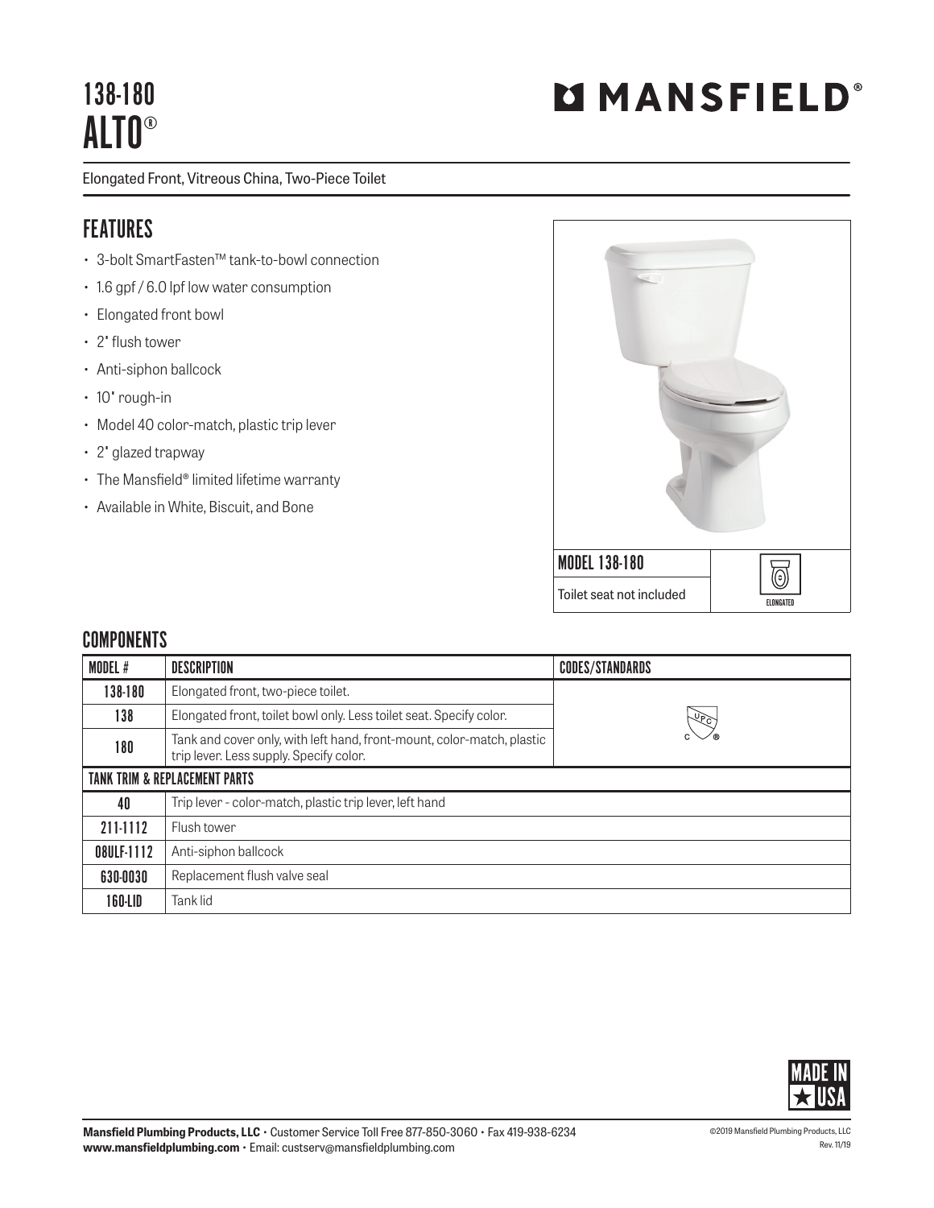# 138-180 ALTO®

**MANSFIELD®**

Elongated Front, Vitreous China, Two-Piece Toilet

## FEATURES

- 3-bolt SmartFasten™ tank-to-bowl connection
- 1.6 gpf / 6.0 lpf low water consumption
- Elongated front bowl
- 2" flush tower
- Anti-siphon ballcock
- 10" rough-in
- Model 40 color-match, plastic trip lever
- 2" glazed trapway
- The Mansfield® limited lifetime warranty
- Available in White, Biscuit, and Bone

MODEL 138-180

Toilet seat not included

ELONGATED

## COMPONENTS

| MODEL # | DESCRIPTION | CODES/STANDARDS |
|---|---|---|
| 138-180 | Elongated front, two-piece toilet. | UPC |
| 138 | Elongated front, toilet bowl only. Less toilet seat. Specify color. | |
| 180 | Tank and cover only, with left hand, front-mount, color-match, plastic trip lever. Less supply. Specify color. | |
| **TANK TRIM & REPLACEMENT PARTS** | | |
| 40 | Trip lever - color-match, plastic trip lever, left hand | |
| 211-1112 | Flush tower | |
| 08ULF-1112 | Anti-siphon ballcock | |
| 630-0030 | Replacement flush valve seal | |
| 160-LID | Tank lid | |

MADE IN USA

**Mansfield Plumbing Products, LLC** • Customer Service Toll Free 877-850-3060 • Fax 419-938-6234
**www.mansfieldplumbing.com** • Email: custserv@mansfieldplumbing.com

©2019 Mansfield Plumbing Products, LLC
Rev. 11/19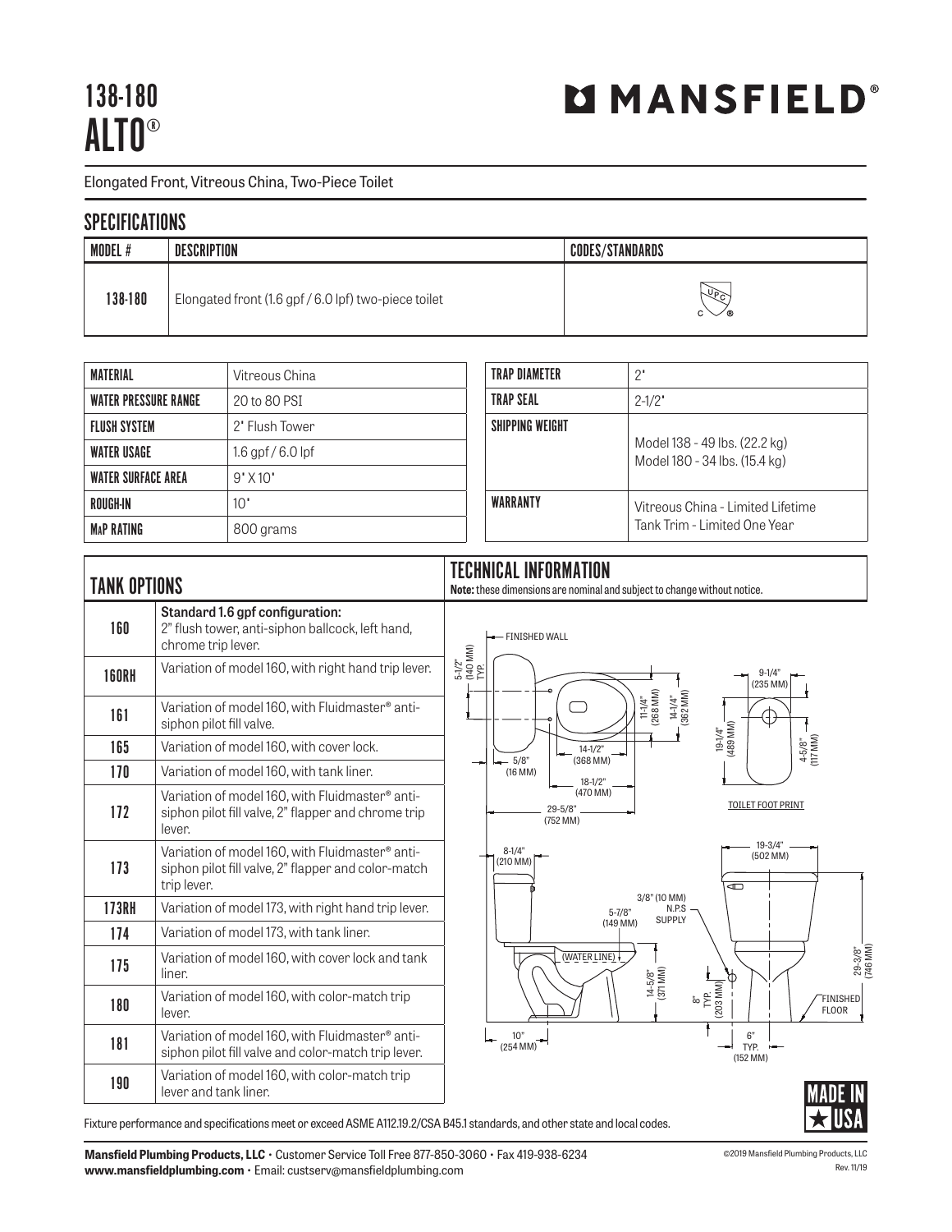# 138-180
# ALTO®

MANSFIELD®

Elongated Front, Vitreous China, Two-Piece Toilet

## SPECIFICATIONS

| MODEL # | DESCRIPTION | CODES/STANDARDS |
|---|---|---|
| 138-180 | Elongated front (1.6 gpf / 6.0 lpf) two-piece toilet | UPC |

| | |
|---|---|
| MATERIAL | Vitreous China |
| WATER PRESSURE RANGE | 20 to 80 PSI |
| FLUSH SYSTEM | 2" Flush Tower |
| WATER USAGE | 1.6 gpf / 6.0 lpf |
| WATER SURFACE AREA | 9" X 10" |
| ROUGH-IN | 10" |
| MaP RATING | 800 grams |

| | |
|---|---|
| TRAP DIAMETER | 2" |
| TRAP SEAL | 2-1/2" |
| SHIPPING WEIGHT | Model 138 - 49 lbs. (22.2 kg)<br>Model 180 - 34 lbs. (15.4 kg) |
| WARRANTY | Vitreous China - Limited Lifetime<br>Tank Trim - Limited One Year |

## TANK OPTIONS

| | |
|---|---|
| 160 | **Standard 1.6 gpf configuration:** 2" flush tower, anti-siphon ballcock, left hand, chrome trip lever. |
| 160RH | Variation of model 160, with right hand trip lever. |
| 161 | Variation of model 160, with Fluidmaster® anti-siphon pilot fill valve. |
| 165 | Variation of model 160, with cover lock. |
| 170 | Variation of model 160, with tank liner. |
| 172 | Variation of model 160, with Fluidmaster® anti-siphon pilot fill valve, 2" flapper and chrome trip lever. |
| 173 | Variation of model 160, with Fluidmaster® anti-siphon pilot fill valve, 2" flapper and color-match trip lever. |
| 173RH | Variation of model 173, with right hand trip lever. |
| 174 | Variation of model 173, with tank liner. |
| 175 | Variation of model 160, with cover lock and tank liner. |
| 180 | Variation of model 160, with color-match trip lever. |
| 181 | Variation of model 160, with Fluidmaster® anti-siphon pilot fill valve and color-match trip lever. |
| 190 | Variation of model 160, with color-match trip lever and tank liner. |

## TECHNICAL INFORMATION

**Note:** these dimensions are nominal and subject to change without notice.

FINISHED WALL
5-1/2" (140 MM) TYP.
11-1/4" (268 MM)
14-1/4" (362 MM)
5/8" (16 MM)
14-1/2" (368 MM)
18-1/2" (470 MM)
29-5/8" (752 MM)
9-1/4" (235 MM)
19-1/4" (489 MM)
4-5/8" (117 MM)
TOILET FOOT PRINT
8-1/4" (210 MM)
19-3/4" (502 MM)
3/8" (10 MM) N.P.S SUPPLY
5-7/8" (149 MM)
(WATER LINE)
14-5/8" (371 MM)
8" TYP. (203 MM)
29-3/8" (746 MM)
FINISHED FLOOR
10" (254 MM)
6" TYP. (152 MM)

MADE IN USA

Fixture performance and specifications meet or exceed ASME A112.19.2/CSA B45.1 standards, and other state and local codes.

**Mansfield Plumbing Products, LLC** • Customer Service Toll Free 877-850-3060 • Fax 419-938-6234
**www.mansfieldplumbing.com** • Email: custserv@mansfieldplumbing.com

©2019 Mansfield Plumbing Products, LLC
Rev. 11/19